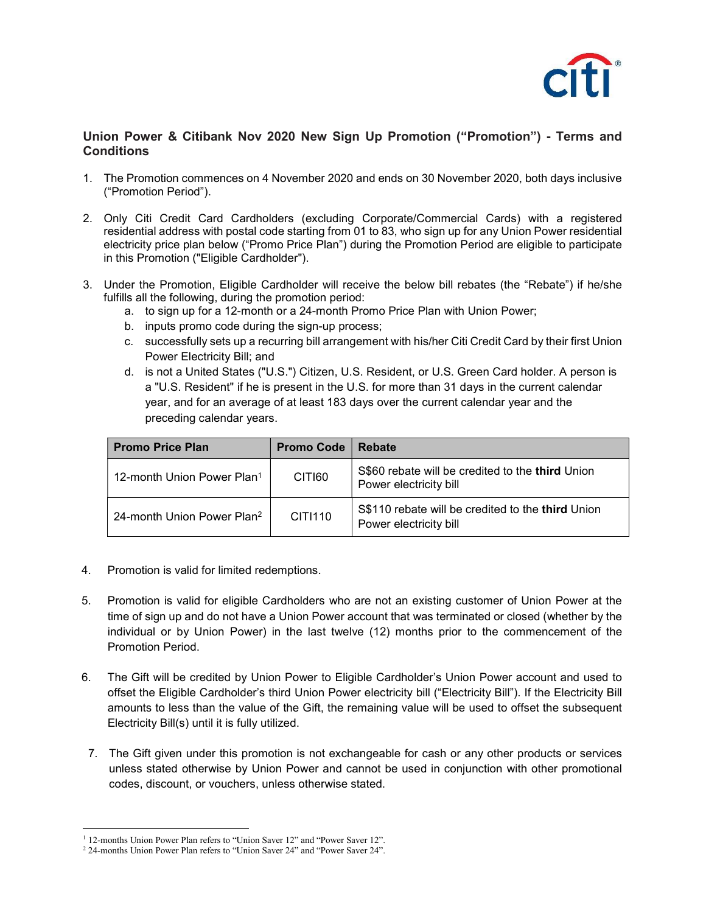## Union Power & Citibank Nov 2020 New Sign Up Promotion ("Promotion") - Terms and Conditions

1. The Promotion commences on 4 November 2020 and ends on 30 November 2020, both days inclusive ("Promotion Period").

2. Only Citi Credit Card Cardholders (excluding Corporate/Commercial Cards) with a registered residential address with postal code starting from 01 to 83, who sign up for any Union Power residential electricity price plan below ("Promo Price Plan") during the Promotion Period are eligible to participate in this Promotion ("Eligible Cardholder").

3. Under the Promotion, Eligible Cardholder will receive the below bill rebates (the "Rebate") if he/she fulfills all the following, during the promotion period:
   a. to sign up for a 12-month or a 24-month Promo Price Plan with Union Power;
   b. inputs promo code during the sign-up process;
   c. successfully sets up a recurring bill arrangement with his/her Citi Credit Card by their first Union Power Electricity Bill; and
   d. is not a United States ("U.S.") Citizen, U.S. Resident, or U.S. Green Card holder. A person is a "U.S. Resident" if he is present in the U.S. for more than 31 days in the current calendar year, and for an average of at least 183 days over the current calendar year and the preceding calendar years.

| Promo Price Plan | Promo Code | Rebate |
|---|---|---|
| 12-month Union Power Plan[1] | CITI60 | S$60 rebate will be credited to the **third** Union Power electricity bill |
| 24-month Union Power Plan[2] | CITI110 | S$110 rebate will be credited to the **third** Union Power electricity bill |

4. Promotion is valid for limited redemptions.

5. Promotion is valid for eligible Cardholders who are not an existing customer of Union Power at the time of sign up and do not have a Union Power account that was terminated or closed (whether by the individual or by Union Power) in the last twelve (12) months prior to the commencement of the Promotion Period.

6. The Gift will be credited by Union Power to Eligible Cardholder's Union Power account and used to offset the Eligible Cardholder's third Union Power electricity bill ("Electricity Bill"). If the Electricity Bill amounts to less than the value of the Gift, the remaining value will be used to offset the subsequent Electricity Bill(s) until it is fully utilized.

7. The Gift given under this promotion is not exchangeable for cash or any other products or services unless stated otherwise by Union Power and cannot be used in conjunction with other promotional codes, discount, or vouchers, unless otherwise stated.

---

[1] 12-months Union Power Plan refers to "Union Saver 12" and "Power Saver 12".

[2] 24-months Union Power Plan refers to "Union Saver 24" and "Power Saver 24".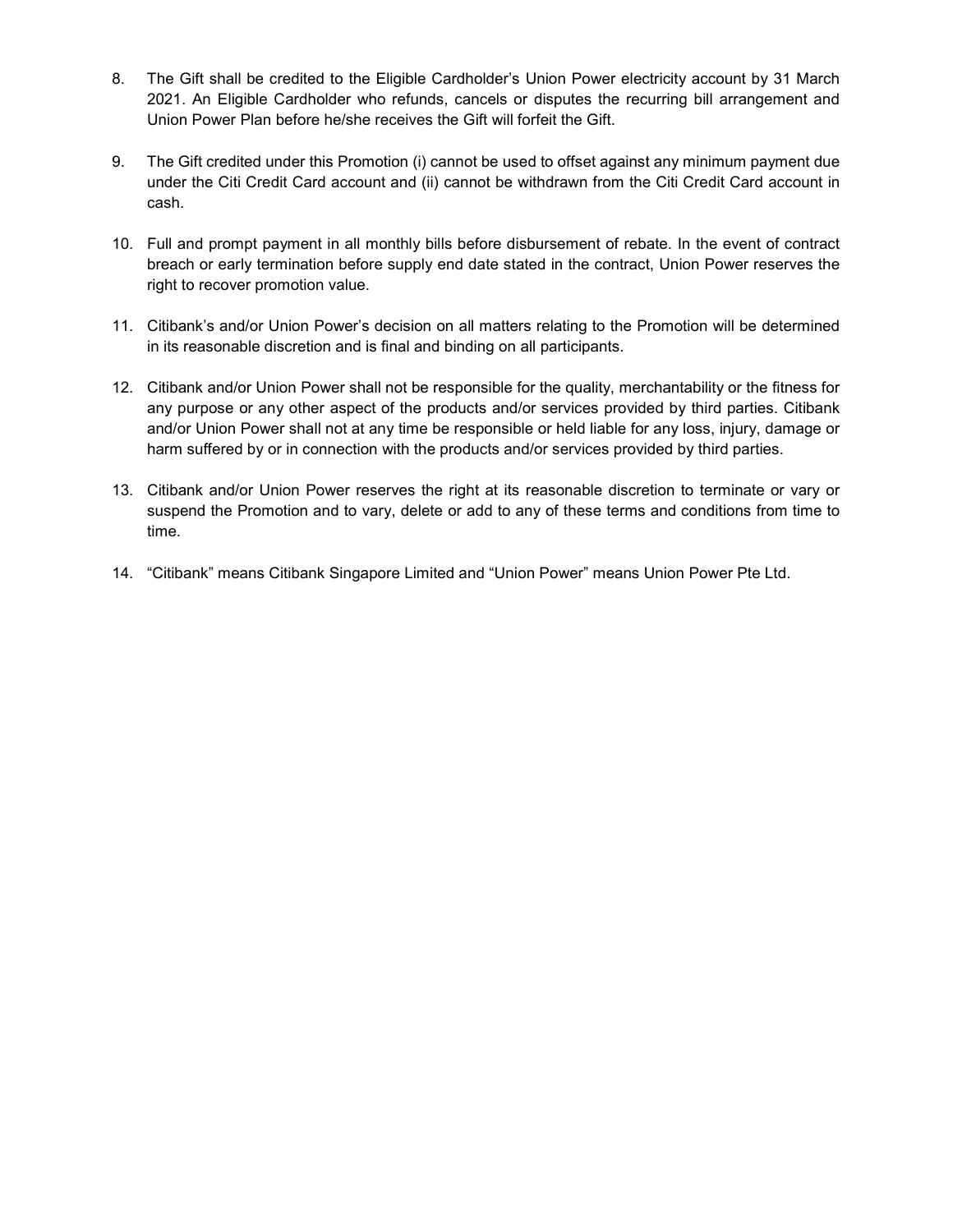8. The Gift shall be credited to the Eligible Cardholder's Union Power electricity account by 31 March 2021. An Eligible Cardholder who refunds, cancels or disputes the recurring bill arrangement and Union Power Plan before he/she receives the Gift will forfeit the Gift.

9. The Gift credited under this Promotion (i) cannot be used to offset against any minimum payment due under the Citi Credit Card account and (ii) cannot be withdrawn from the Citi Credit Card account in cash.

10. Full and prompt payment in all monthly bills before disbursement of rebate. In the event of contract breach or early termination before supply end date stated in the contract, Union Power reserves the right to recover promotion value.

11. Citibank's and/or Union Power's decision on all matters relating to the Promotion will be determined in its reasonable discretion and is final and binding on all participants.

12. Citibank and/or Union Power shall not be responsible for the quality, merchantability or the fitness for any purpose or any other aspect of the products and/or services provided by third parties. Citibank and/or Union Power shall not at any time be responsible or held liable for any loss, injury, damage or harm suffered by or in connection with the products and/or services provided by third parties.

13. Citibank and/or Union Power reserves the right at its reasonable discretion to terminate or vary or suspend the Promotion and to vary, delete or add to any of these terms and conditions from time to time.

14. "Citibank" means Citibank Singapore Limited and "Union Power" means Union Power Pte Ltd.